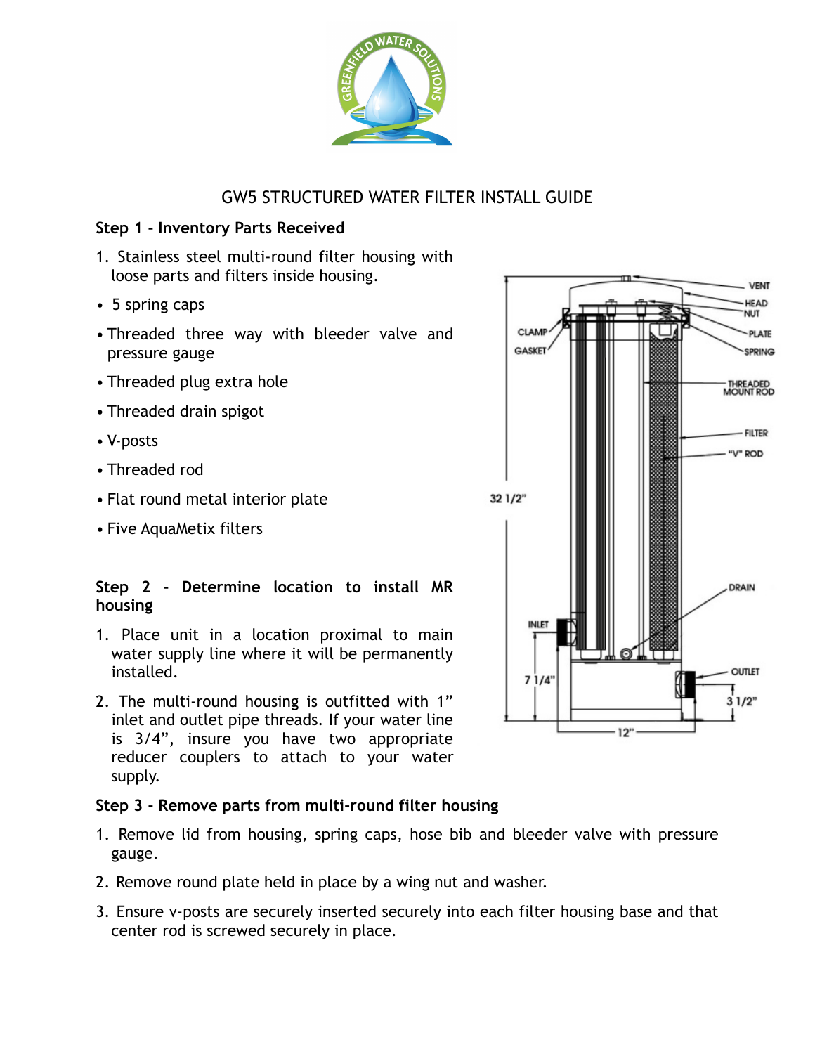# GW5 STRUCTURED WATER FILTER INSTALL GUIDE

**Step 1 - Inventory Parts Received**

1. Stainless steel multi-round filter housing with loose parts and filters inside housing.

- 5 spring caps
- Threaded three way with bleeder valve and pressure gauge
- Threaded plug extra hole
- Threaded drain spigot
- V-posts
- Threaded rod
- Flat round metal interior plate
- Five AquaMetix filters

**Step 2 - Determine location to install MR housing**

1. Place unit in a location proximal to main water supply line where it will be permanently installed.
2. The multi-round housing is outfitted with 1" inlet and outlet pipe threads. If your water line is 3/4", insure you have two appropriate reducer couplers to attach to your water supply.

**Step 3 - Remove parts from multi-round filter housing**

1. Remove lid from housing, spring caps, hose bib and bleeder valve with pressure gauge.
2. Remove round plate held in place by a wing nut and washer.
3. Ensure v-posts are securely inserted securely into each filter housing base and that center rod is screwed securely in place.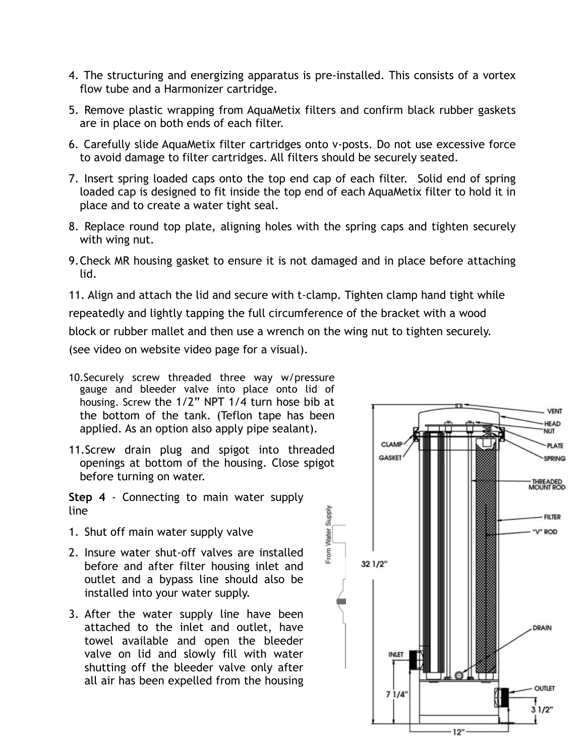4. The structuring and energizing apparatus is pre-installed. This consists of a vortex flow tube and a Harmonizer cartridge.

5. Remove plastic wrapping from AquaMetix filters and confirm black rubber gaskets are in place on both ends of each filter.

6. Carefully slide AquaMetix filter cartridges onto v-posts. Do not use excessive force to avoid damage to filter cartridges. All filters should be securely seated.

7. Insert spring loaded caps onto the top end cap of each filter. Solid end of spring loaded cap is designed to fit inside the top end of each AquaMetix filter to hold it in place and to create a water tight seal.

8. Replace round top plate, aligning holes with the spring caps and tighten securely with wing nut.

9. Check MR housing gasket to ensure it is not damaged and in place before attaching lid.

11. Align and attach the lid and secure with t-clamp. Tighten clamp hand tight while repeatedly and lightly tapping the full circumference of the bracket with a wood block or rubber mallet and then use a wrench on the wing nut to tighten securely. (see video on website video page for a visual).

10. Securely screw threaded three way w/pressure gauge and bleeder valve into place onto lid of housing. Screw the 1/2" NPT 1/4 turn hose bib at the bottom of the tank. (Teflon tape has been applied. As an option also apply pipe sealant).

11. Screw drain plug and spigot into threaded openings at bottom of the housing. Close spigot before turning on water.

**Step 4** - Connecting to main water supply line

1. Shut off main water supply valve

2. Insure water shut-off valves are installed before and after filter housing inlet and outlet and a bypass line should also be installed into your water supply.

3. After the water supply line have been attached to the inlet and outlet, have towel available and open the bleeder valve on lid and slowly fill with water shutting off the bleeder valve only after all air has been expelled from the housing

From Water Supply

VENT
HEAD NUT
PLATE
SPRING
CLAMP
GASKET
THREADED MOUNT ROD
FILTER
"V" ROD
32 1/2"
DRAIN
INLET
OUTLET
7 1/4"
3 1/2"
12"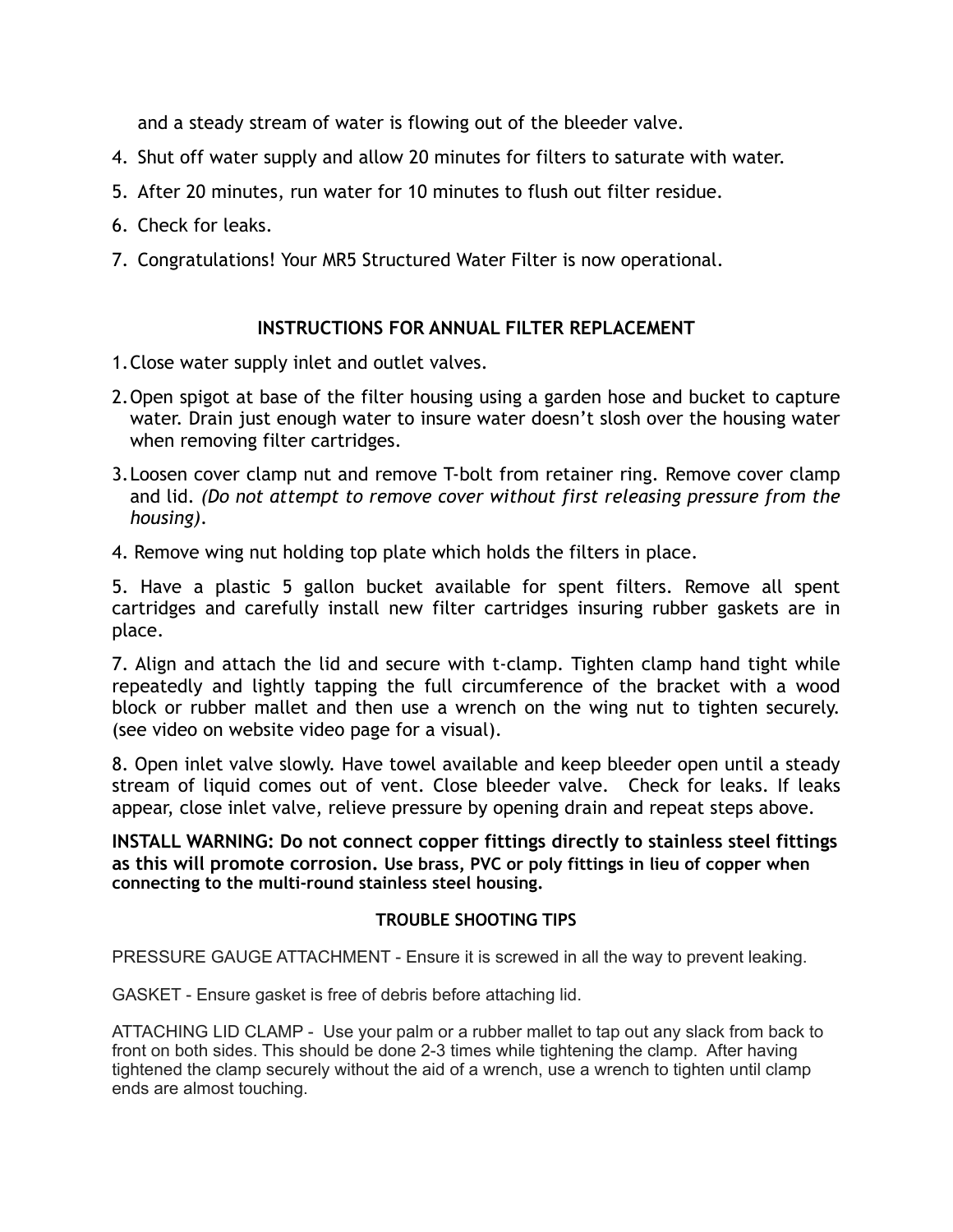and a steady stream of water is flowing out of the bleeder valve.

4. Shut off water supply and allow 20 minutes for filters to saturate with water.
5. After 20 minutes, run water for 10 minutes to flush out filter residue.
6. Check for leaks.
7. Congratulations! Your MR5 Structured Water Filter is now operational.

## INSTRUCTIONS FOR ANNUAL FILTER REPLACEMENT

1. Close water supply inlet and outlet valves.
2. Open spigot at base of the filter housing using a garden hose and bucket to capture water. Drain just enough water to insure water doesn't slosh over the housing water when removing filter cartridges.
3. Loosen cover clamp nut and remove T-bolt from retainer ring. Remove cover clamp and lid. *(Do not attempt to remove cover without first releasing pressure from the housing).*

4. Remove wing nut holding top plate which holds the filters in place.

5. Have a plastic 5 gallon bucket available for spent filters. Remove all spent cartridges and carefully install new filter cartridges insuring rubber gaskets are in place.

7. Align and attach the lid and secure with t-clamp. Tighten clamp hand tight while repeatedly and lightly tapping the full circumference of the bracket with a wood block or rubber mallet and then use a wrench on the wing nut to tighten securely. (see video on website video page for a visual).

8. Open inlet valve slowly. Have towel available and keep bleeder open until a steady stream of liquid comes out of vent. Close bleeder valve. Check for leaks. If leaks appear, close inlet valve, relieve pressure by opening drain and repeat steps above.

**INSTALL WARNING: Do not connect copper fittings directly to stainless steel fittings as this will promote corrosion. Use brass, PVC or poly fittings in lieu of copper when connecting to the multi-round stainless steel housing.**

## TROUBLE SHOOTING TIPS

PRESSURE GAUGE ATTACHMENT - Ensure it is screwed in all the way to prevent leaking.

GASKET - Ensure gasket is free of debris before attaching lid.

ATTACHING LID CLAMP - Use your palm or a rubber mallet to tap out any slack from back to front on both sides. This should be done 2-3 times while tightening the clamp. After having tightened the clamp securely without the aid of a wrench, use a wrench to tighten until clamp ends are almost touching.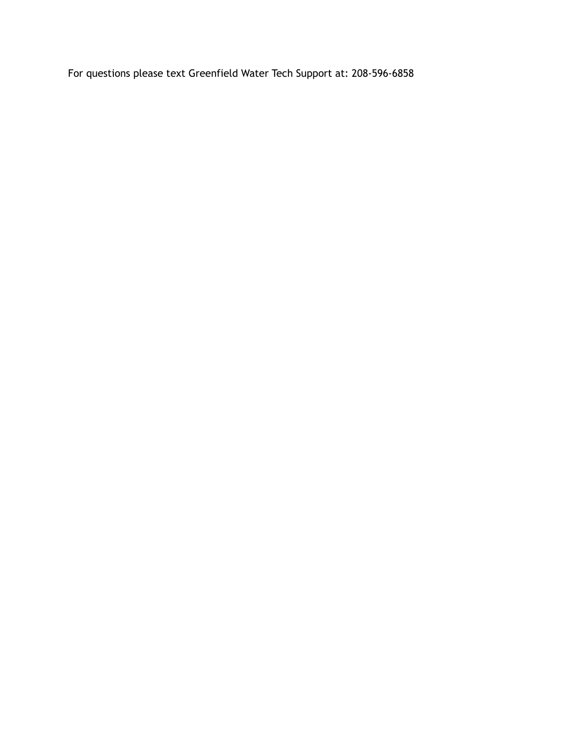For questions please text Greenfield Water Tech Support at: 208-596-6858